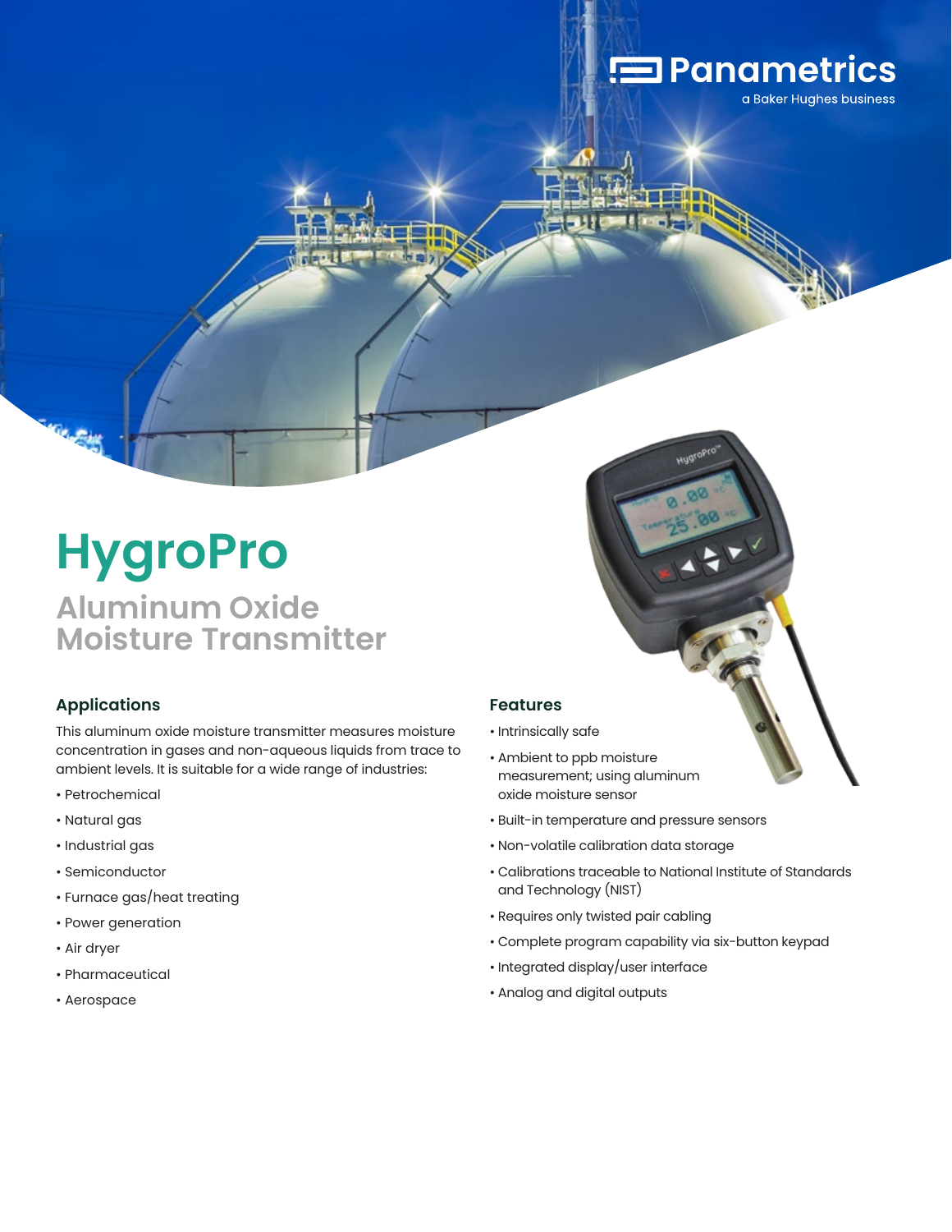# HygroPro

## Aluminum Oxide Moisture Transmitter

### Applications

This aluminum oxide moisture transmitter measures moisture concentration in gases and non-aqueous liquids from trace to ambient levels. It is suitable for a wide range of industries:

- Petrochemical
- Natural gas
- Industrial gas
- Semiconductor
- Furnace gas/heat treating
- Power generation
- Air dryer
- Pharmaceutical
- Aerospace

### Features

- Intrinsically safe
- Ambient to ppb moisture measurement; using aluminum oxide moisture sensor
- Built-in temperature and pressure sensors
- Non-volatile calibration data storage
- Calibrations traceable to National Institute of Standards and Technology (NIST)
- Requires only twisted pair cabling
- Complete program capability via six-button keypad
- Integrated display/user interface
- Analog and digital outputs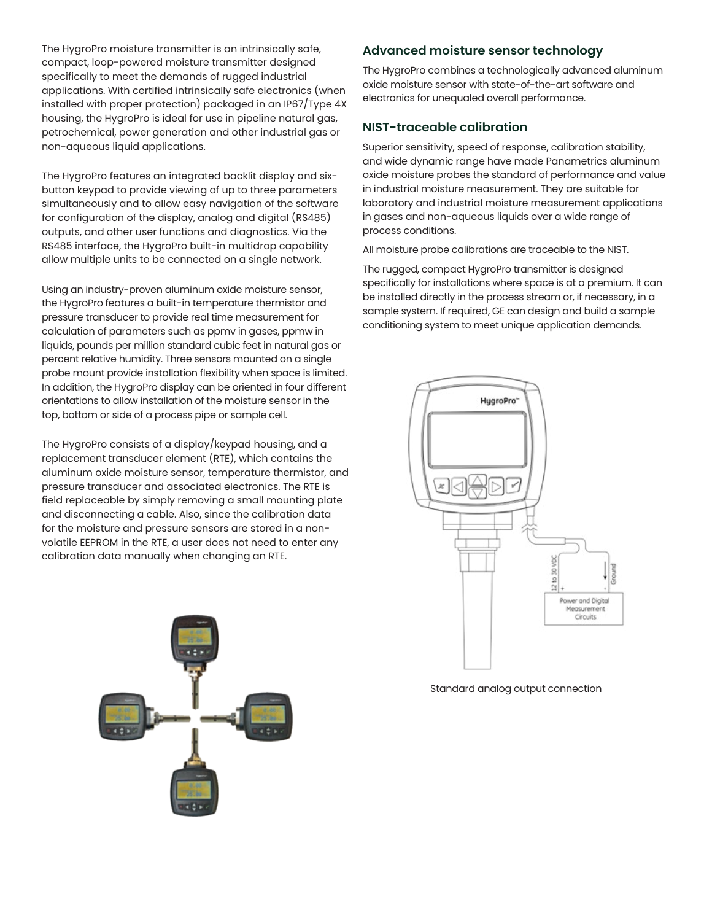The HygroPro moisture transmitter is an intrinsically safe, compact, loop-powered moisture transmitter designed specifically to meet the demands of rugged industrial applications. With certified intrinsically safe electronics (when installed with proper protection) packaged in an IP67/Type 4X housing, the HygroPro is ideal for use in pipeline natural gas, petrochemical, power generation and other industrial gas or non-aqueous liquid applications.

The HygroPro features an integrated backlit display and six-button keypad to provide viewing of up to three parameters simultaneously and to allow easy navigation of the software for configuration of the display, analog and digital (RS485) outputs, and other user functions and diagnostics. Via the RS485 interface, the HygroPro built-in multidrop capability allow multiple units to be connected on a single network.

Using an industry-proven aluminum oxide moisture sensor, the HygroPro features a built-in temperature thermistor and pressure transducer to provide real time measurement for calculation of parameters such as ppmv in gases, ppmw in liquids, pounds per million standard cubic feet in natural gas or percent relative humidity. Three sensors mounted on a single probe mount provide installation flexibility when space is limited. In addition, the HygroPro display can be oriented in four different orientations to allow installation of the moisture sensor in the top, bottom or side of a process pipe or sample cell.

The HygroPro consists of a display/keypad housing, and a replacement transducer element (RTE), which contains the aluminum oxide moisture sensor, temperature thermistor, and pressure transducer and associated electronics. The RTE is field replaceable by simply removing a small mounting plate and disconnecting a cable. Also, since the calibration data for the moisture and pressure sensors are stored in a non-volatile EEPROM in the RTE, a user does not need to enter any calibration data manually when changing an RTE.

## Advanced moisture sensor technology

The HygroPro combines a technologically advanced aluminum oxide moisture sensor with state-of-the-art software and electronics for unequaled overall performance.

## NIST-traceable calibration

Superior sensitivity, speed of response, calibration stability, and wide dynamic range have made Panametrics aluminum oxide moisture probes the standard of performance and value in industrial moisture measurement. They are suitable for laboratory and industrial moisture measurement applications in gases and non-aqueous liquids over a wide range of process conditions.

All moisture probe calibrations are traceable to the NIST.

The rugged, compact HygroPro transmitter is designed specifically for installations where space is at a premium. It can be installed directly in the process stream or, if necessary, in a sample system. If required, GE can design and build a sample conditioning system to meet unique application demands.

Standard analog output connection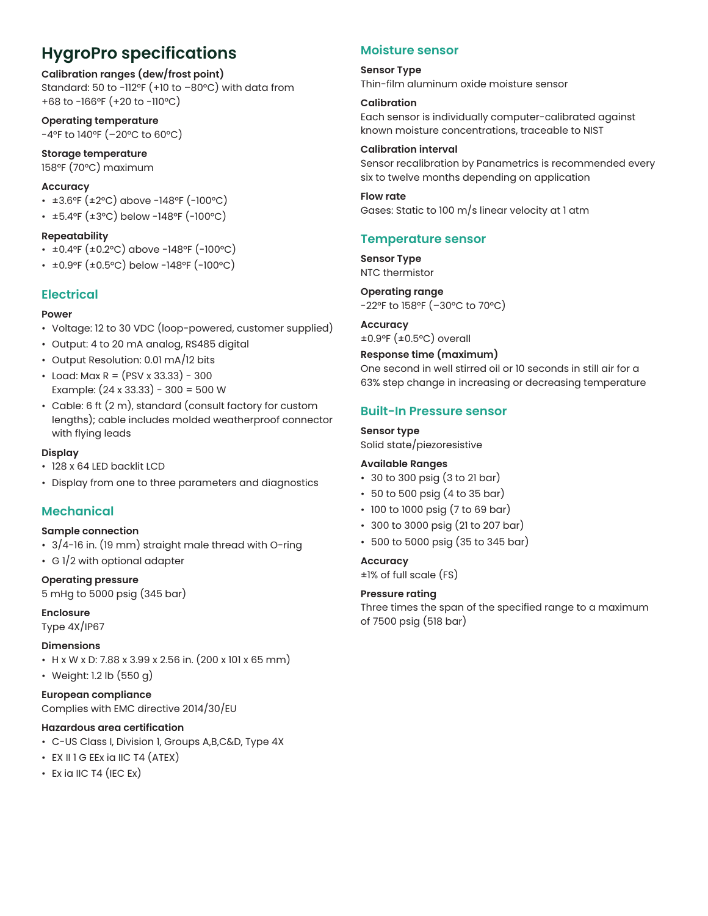# HygroPro specifications

**Calibration ranges (dew/frost point)**
Standard: 50 to -112°F (+10 to –80°C) with data from +68 to -166°F (+20 to -110°C)

**Operating temperature**
-4°F to 140°F (–20°C to 60°C)

**Storage temperature**
158°F (70°C) maximum

**Accuracy**

- ±3.6°F (±2°C) above -148°F (-100°C)
- ±5.4°F (±3°C) below -148°F (-100°C)

**Repeatability**

- ±0.4°F (±0.2°C) above -148°F (-100°C)
- ±0.9°F (±0.5°C) below -148°F (-100°C)

## Electrical

**Power**

- Voltage: 12 to 30 VDC (loop-powered, customer supplied)
- Output: 4 to 20 mA analog, RS485 digital
- Output Resolution: 0.01 mA/12 bits
- Load: Max R = (PSV x 33.33) - 300
  Example: (24 x 33.33) - 300 = 500 W
- Cable: 6 ft (2 m), standard (consult factory for custom lengths); cable includes molded weatherproof connector with flying leads

**Display**

- 128 x 64 LED backlit LCD
- Display from one to three parameters and diagnostics

## Mechanical

**Sample connection**

- 3/4-16 in. (19 mm) straight male thread with O-ring
- G 1/2 with optional adapter

**Operating pressure**
5 mHg to 5000 psig (345 bar)

**Enclosure**
Type 4X/IP67

**Dimensions**

- H x W x D: 7.88 x 3.99 x 2.56 in. (200 x 101 x 65 mm)
- Weight: 1.2 lb (550 g)

**European compliance**
Complies with EMC directive 2014/30/EU

**Hazardous area certification**

- C-US Class I, Division 1, Groups A,B,C&D, Type 4X
- EX II 1 G EEx ia IIC T4 (ATEX)
- Ex ia IIC T4 (IEC Ex)

## Moisture sensor

**Sensor Type**
Thin-film aluminum oxide moisture sensor

**Calibration**
Each sensor is individually computer-calibrated against known moisture concentrations, traceable to NIST

**Calibration interval**
Sensor recalibration by Panametrics is recommended every six to twelve months depending on application

**Flow rate**
Gases: Static to 100 m/s linear velocity at 1 atm

## Temperature sensor

**Sensor Type**
NTC thermistor

**Operating range**
-22°F to 158°F (–30°C to 70°C)

**Accuracy**
±0.9°F (±0.5°C) overall

**Response time (maximum)**
One second in well stirred oil or 10 seconds in still air for a 63% step change in increasing or decreasing temperature

## Built-In Pressure sensor

**Sensor type**
Solid state/piezoresistive

**Available Ranges**

- 30 to 300 psig (3 to 21 bar)
- 50 to 500 psig (4 to 35 bar)
- 100 to 1000 psig (7 to 69 bar)
- 300 to 3000 psig (21 to 207 bar)
- 500 to 5000 psig (35 to 345 bar)

**Accuracy**
±1% of full scale (FS)

**Pressure rating**
Three times the span of the specified range to a maximum of 7500 psig (518 bar)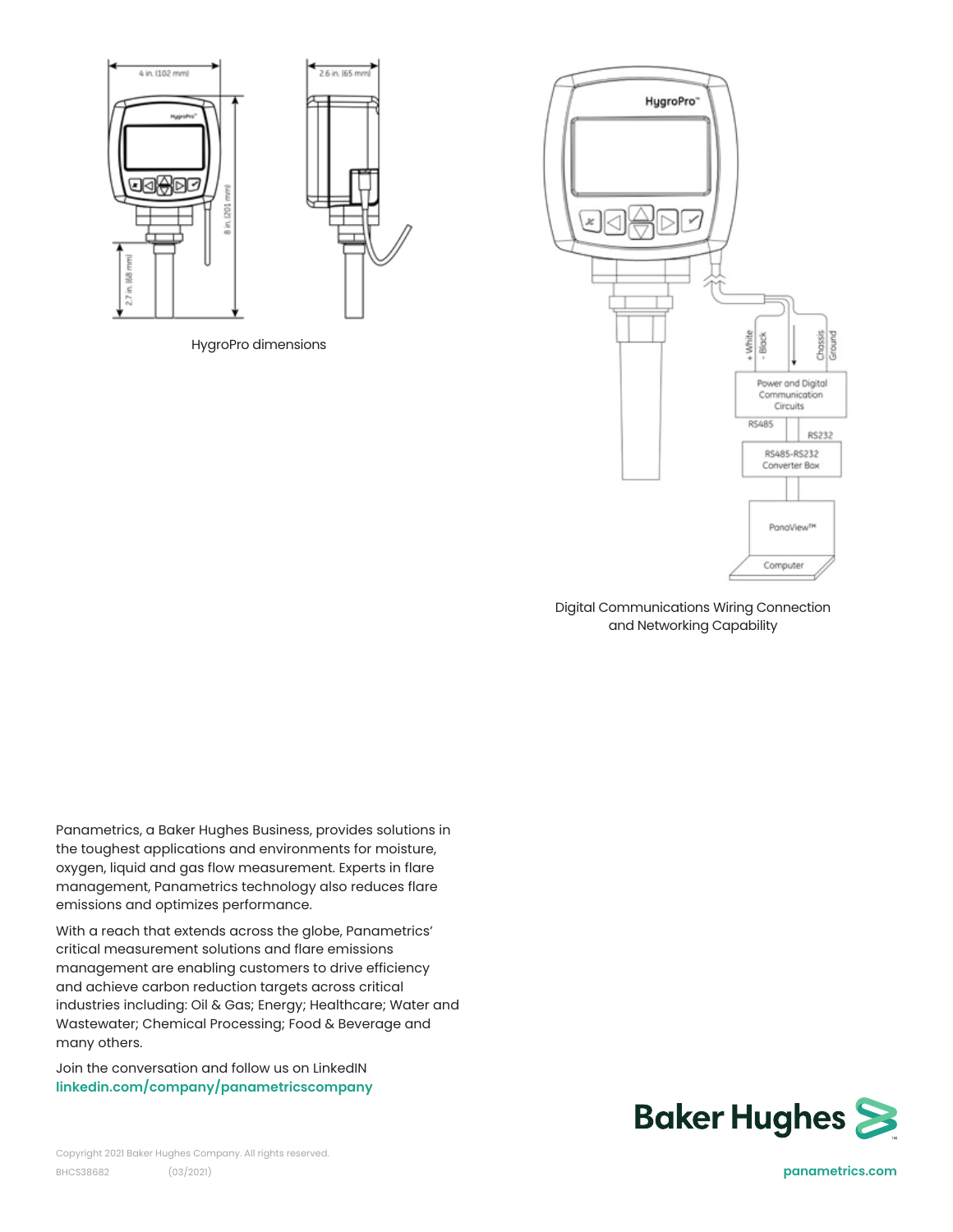4 in. (102 mm)

2.6 in. (65 mm)

8 in. (201 mm)

2.7 in. (68 mm)

HygroPro dimensions

HygroPro™

+ White

- Black

Chassis Ground

Power and Digital Communication Circuits

RS485

RS232

RS485-RS232 Converter Box

PanaView™

Computer

Digital Communications Wiring Connection and Networking Capability

Panametrics, a Baker Hughes Business, provides solutions in the toughest applications and environments for moisture, oxygen, liquid and gas flow measurement. Experts in flare management, Panametrics technology also reduces flare emissions and optimizes performance.

With a reach that extends across the globe, Panametrics' critical measurement solutions and flare emissions management are enabling customers to drive efficiency and achieve carbon reduction targets across critical industries including: Oil & Gas; Energy; Healthcare; Water and Wastewater; Chemical Processing; Food & Beverage and many others.

Join the conversation and follow us on LinkedIN
**linkedin.com/company/panametricscompany**

Baker Hughes

Copyright 2021 Baker Hughes Company. All rights reserved.

BHCS38682 (03/2021)

**panametrics.com**